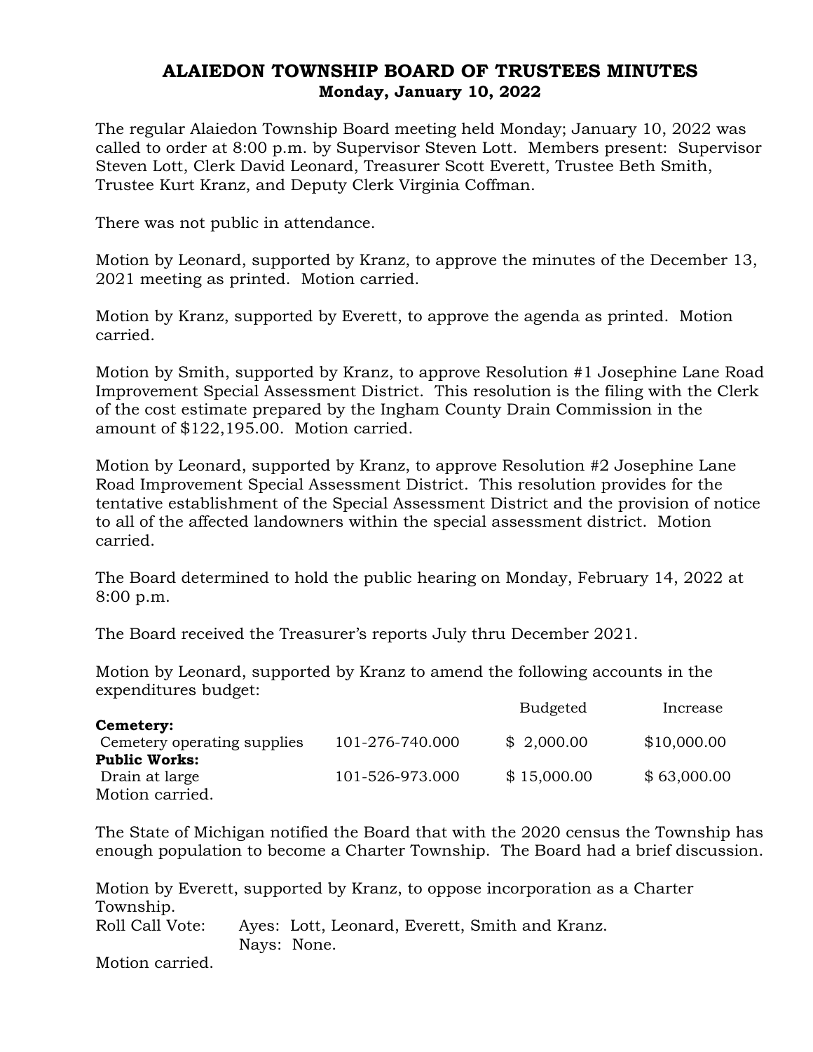# ALAIEDON TOWNSHIP BOARD OF TRUSTEES MINUTES
## Monday, January 10, 2022

The regular Alaiedon Township Board meeting held Monday; January 10, 2022 was called to order at 8:00 p.m. by Supervisor Steven Lott. Members present: Supervisor Steven Lott, Clerk David Leonard, Treasurer Scott Everett, Trustee Beth Smith, Trustee Kurt Kranz, and Deputy Clerk Virginia Coffman.

There was not public in attendance.

Motion by Leonard, supported by Kranz, to approve the minutes of the December 13, 2021 meeting as printed. Motion carried.

Motion by Kranz, supported by Everett, to approve the agenda as printed. Motion carried.

Motion by Smith, supported by Kranz, to approve Resolution #1 Josephine Lane Road Improvement Special Assessment District. This resolution is the filing with the Clerk of the cost estimate prepared by the Ingham County Drain Commission in the amount of $122,195.00. Motion carried.

Motion by Leonard, supported by Kranz, to approve Resolution #2 Josephine Lane Road Improvement Special Assessment District. This resolution provides for the tentative establishment of the Special Assessment District and the provision of notice to all of the affected landowners within the special assessment district. Motion carried.

The Board determined to hold the public hearing on Monday, February 14, 2022 at 8:00 p.m.

The Board received the Treasurer's reports July thru December 2021.

Motion by Leonard, supported by Kranz to amend the following accounts in the expenditures budget:

| | | Budgeted | Increase |
|---|---|---|---|
| **Cemetery:** | | | |
| Cemetery operating supplies | 101-276-740.000 | $ 2,000.00 | $10,000.00 |
| **Public Works:** | | | |
| Drain at large | 101-526-973.000 | $ 15,000.00 | $ 63,000.00 |

Motion carried.

The State of Michigan notified the Board that with the 2020 census the Township has enough population to become a Charter Township. The Board had a brief discussion.

Motion by Everett, supported by Kranz, to oppose incorporation as a Charter Township.

Roll Call Vote: Ayes: Lott, Leonard, Everett, Smith and Kranz.
Nays: None.

Motion carried.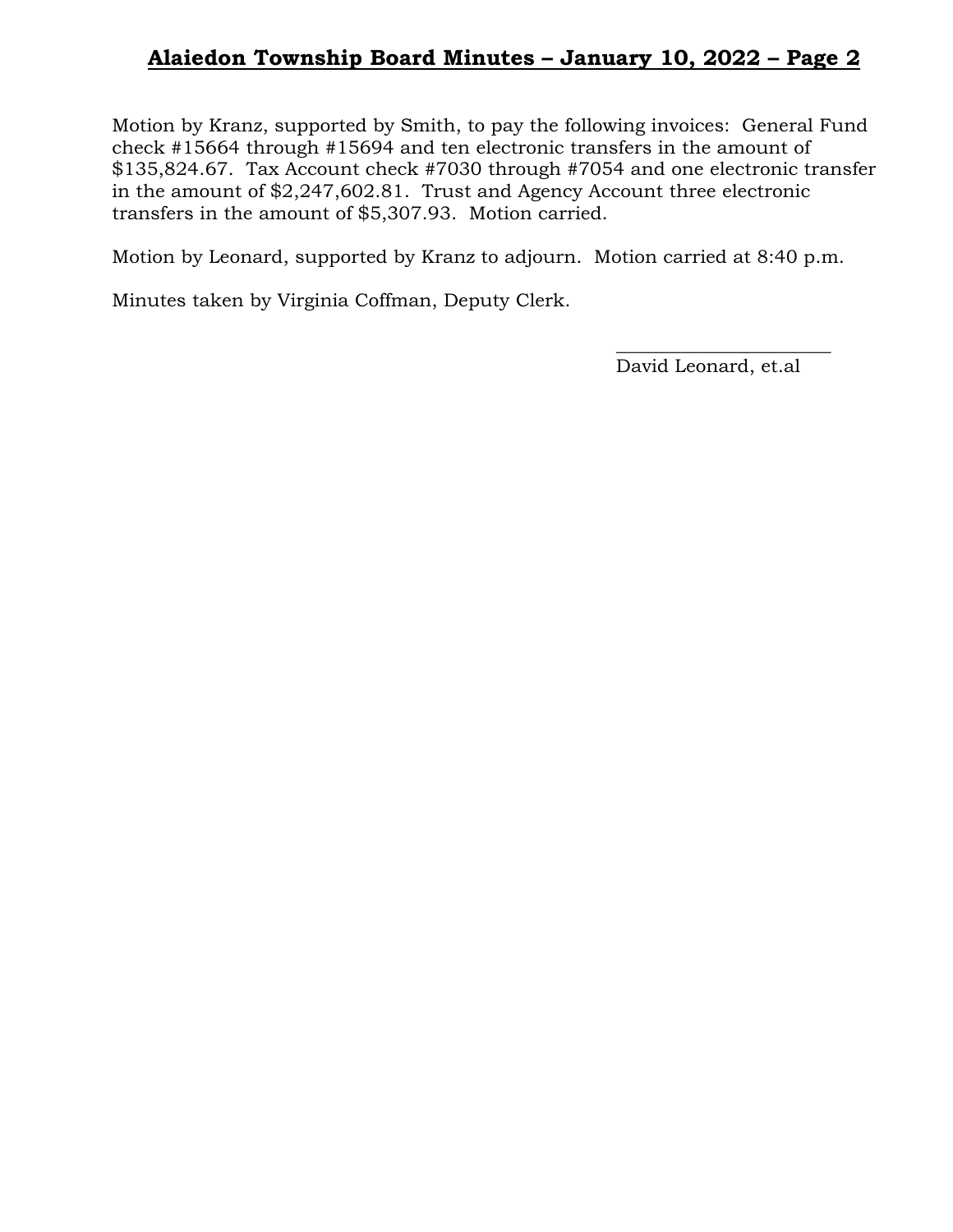Motion by Kranz, supported by Smith, to pay the following invoices: General Fund check #15664 through #15694 and ten electronic transfers in the amount of $135,824.67. Tax Account check #7030 through #7054 and one electronic transfer in the amount of $2,247,602.81. Trust and Agency Account three electronic transfers in the amount of $5,307.93. Motion carried.

Motion by Leonard, supported by Kranz to adjourn. Motion carried at 8:40 p.m.

Minutes taken by Virginia Coffman, Deputy Clerk.

_______________________

David Leonard, et.al